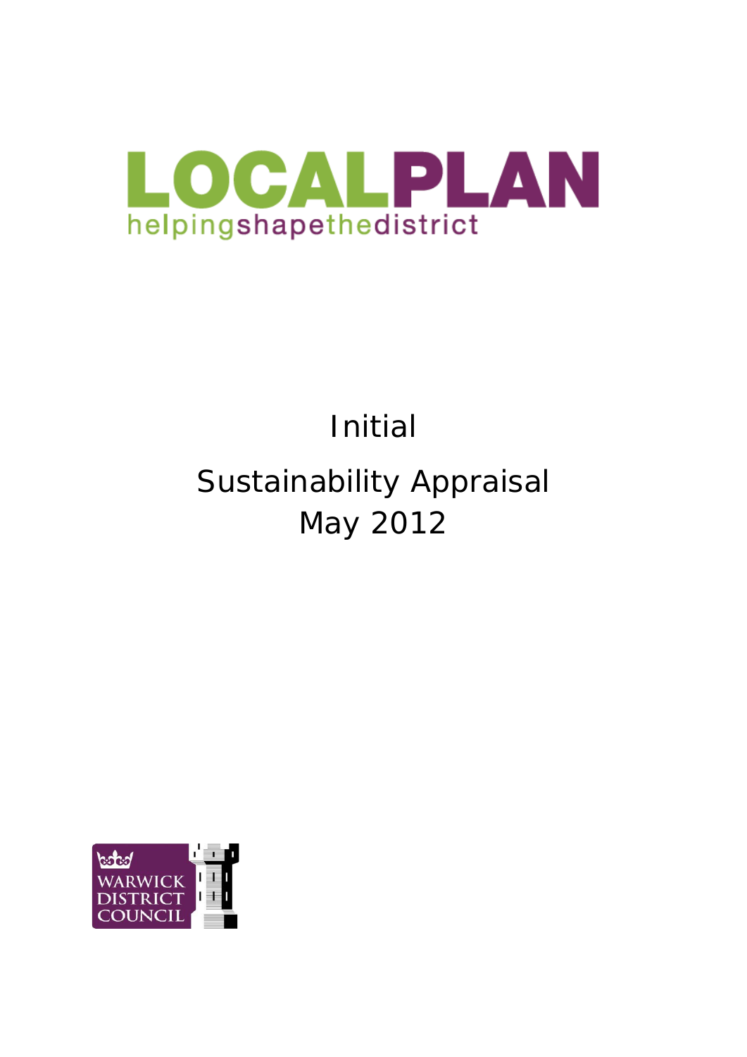# LOCALPLAN

helpingshapethedistrict

# Initial

# Sustainability Appraisal

May 2012

WARWICK DISTRICT COUNCIL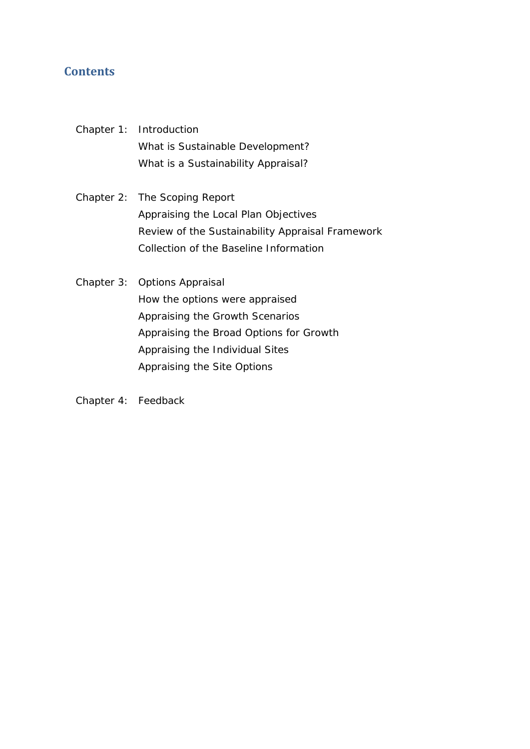## Contents

Chapter 1: Introduction
- What is Sustainable Development?
- What is a Sustainability Appraisal?

Chapter 2: The Scoping Report
- Appraising the Local Plan Objectives
- Review of the Sustainability Appraisal Framework
- Collection of the Baseline Information

Chapter 3: Options Appraisal
- How the options were appraised
- Appraising the Growth Scenarios
- Appraising the Broad Options for Growth
- Appraising the Individual Sites
- Appraising the Site Options

Chapter 4: Feedback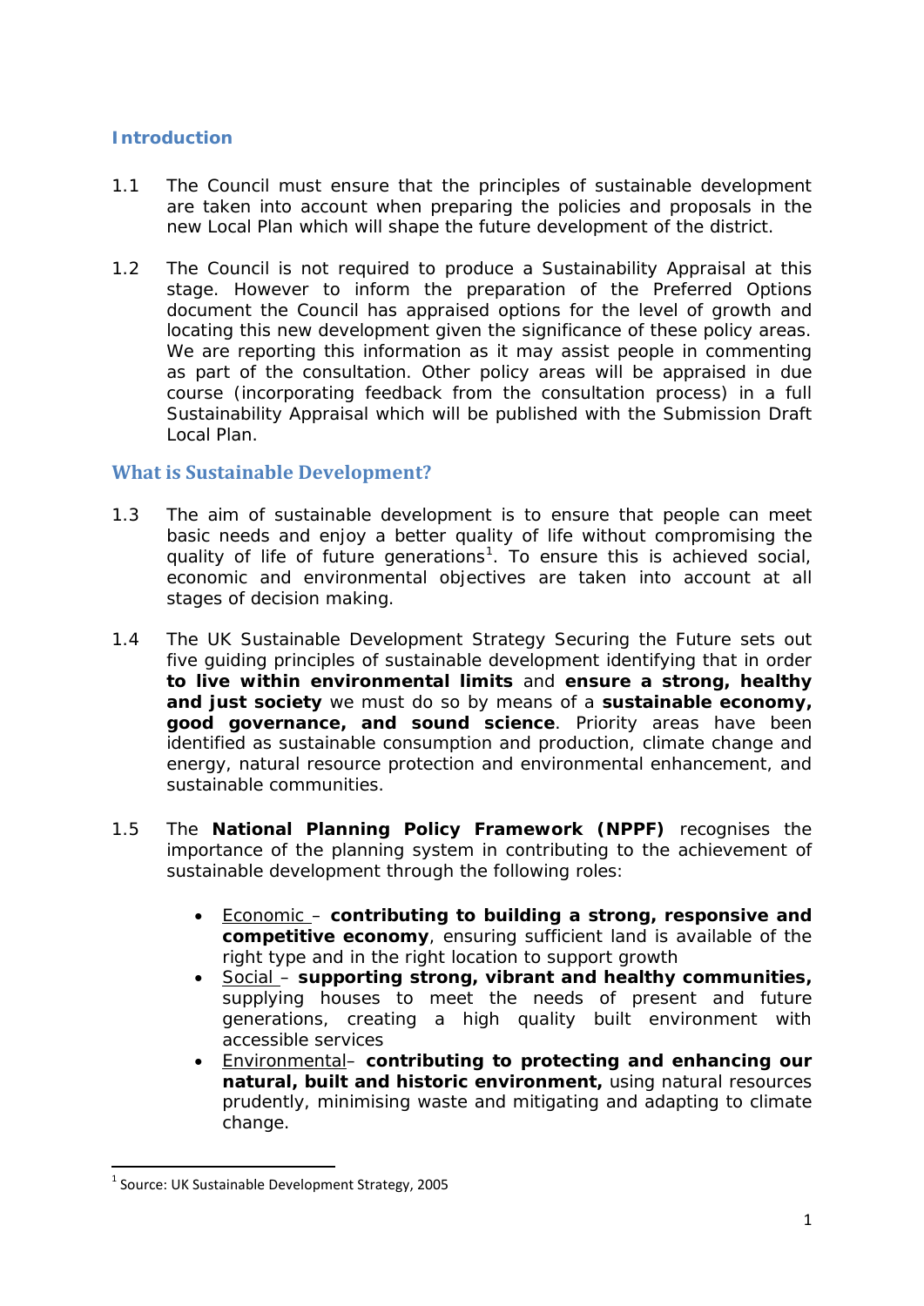## Introduction

1.1 The Council must ensure that the principles of sustainable development are taken into account when preparing the policies and proposals in the new Local Plan which will shape the future development of the district.

1.2 The Council is not required to produce a Sustainability Appraisal at this stage. However to inform the preparation of the Preferred Options document the Council has appraised options for the level of growth and locating this new development given the significance of these policy areas. We are reporting this information as it may assist people in commenting as part of the consultation. Other policy areas will be appraised in due course (incorporating feedback from the consultation process) in a full Sustainability Appraisal which will be published with the Submission Draft Local Plan.

## What is Sustainable Development?

1.3 The aim of sustainable development is to ensure that people can meet basic needs and enjoy a better quality of life without compromising the quality of life of future generations[1]. To ensure this is achieved social, economic and environmental objectives are taken into account at all stages of decision making.

1.4 The UK Sustainable Development Strategy Securing the Future sets out five guiding principles of sustainable development identifying that in order **to live within environmental limits** and **ensure a strong, healthy and just society** we must do so by means of a **sustainable economy, good governance, and sound science**. Priority areas have been identified as sustainable consumption and production, climate change and energy, natural resource protection and environmental enhancement, and sustainable communities.

1.5 The **National Planning Policy Framework (NPPF)** recognises the importance of the planning system in contributing to the achievement of sustainable development through the following roles:

- Economic – **contributing to building a strong, responsive and competitive economy**, ensuring sufficient land is available of the right type and in the right location to support growth
- Social – **supporting strong, vibrant and healthy communities,** supplying houses to meet the needs of present and future generations, creating a high quality built environment with accessible services
- Environmental– **contributing to protecting and enhancing our natural, built and historic environment,** using natural resources prudently, minimising waste and mitigating and adapting to climate change.

[1] Source: UK Sustainable Development Strategy, 2005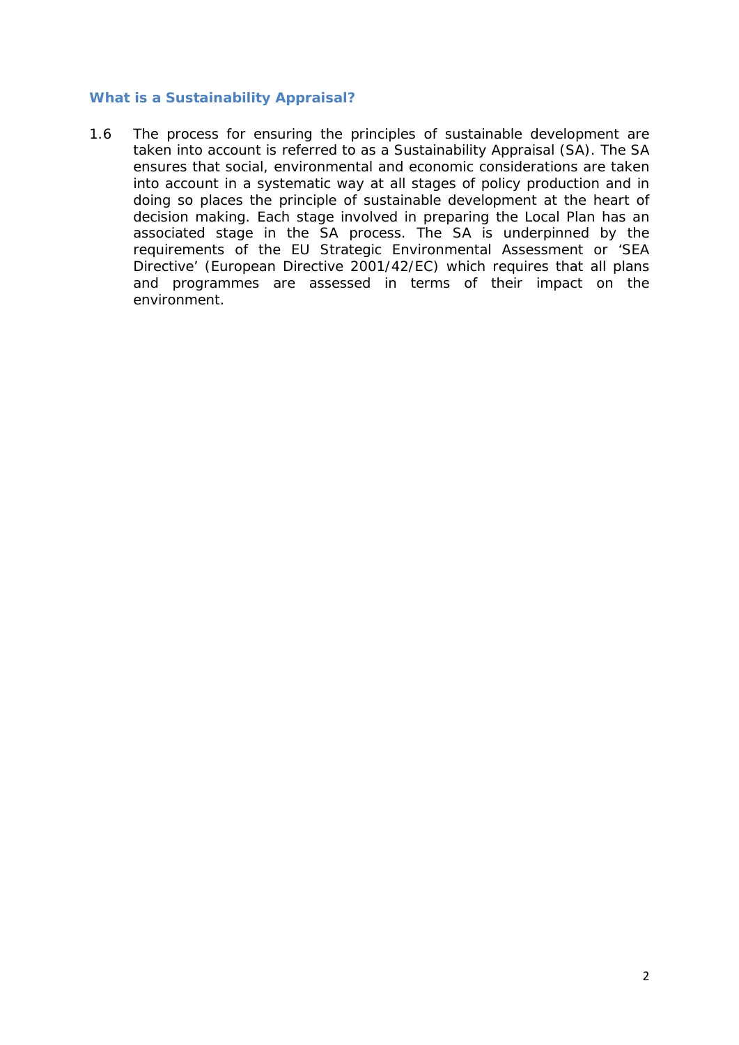### What is a Sustainability Appraisal?

1.6 The process for ensuring the principles of sustainable development are taken into account is referred to as a Sustainability Appraisal (SA). The SA ensures that social, environmental and economic considerations are taken into account in a systematic way at all stages of policy production and in doing so places the principle of sustainable development at the heart of decision making. Each stage involved in preparing the Local Plan has an associated stage in the SA process. The SA is underpinned by the requirements of the EU Strategic Environmental Assessment or 'SEA Directive' (European Directive 2001/42/EC) which requires that all plans and programmes are assessed in terms of their impact on the environment.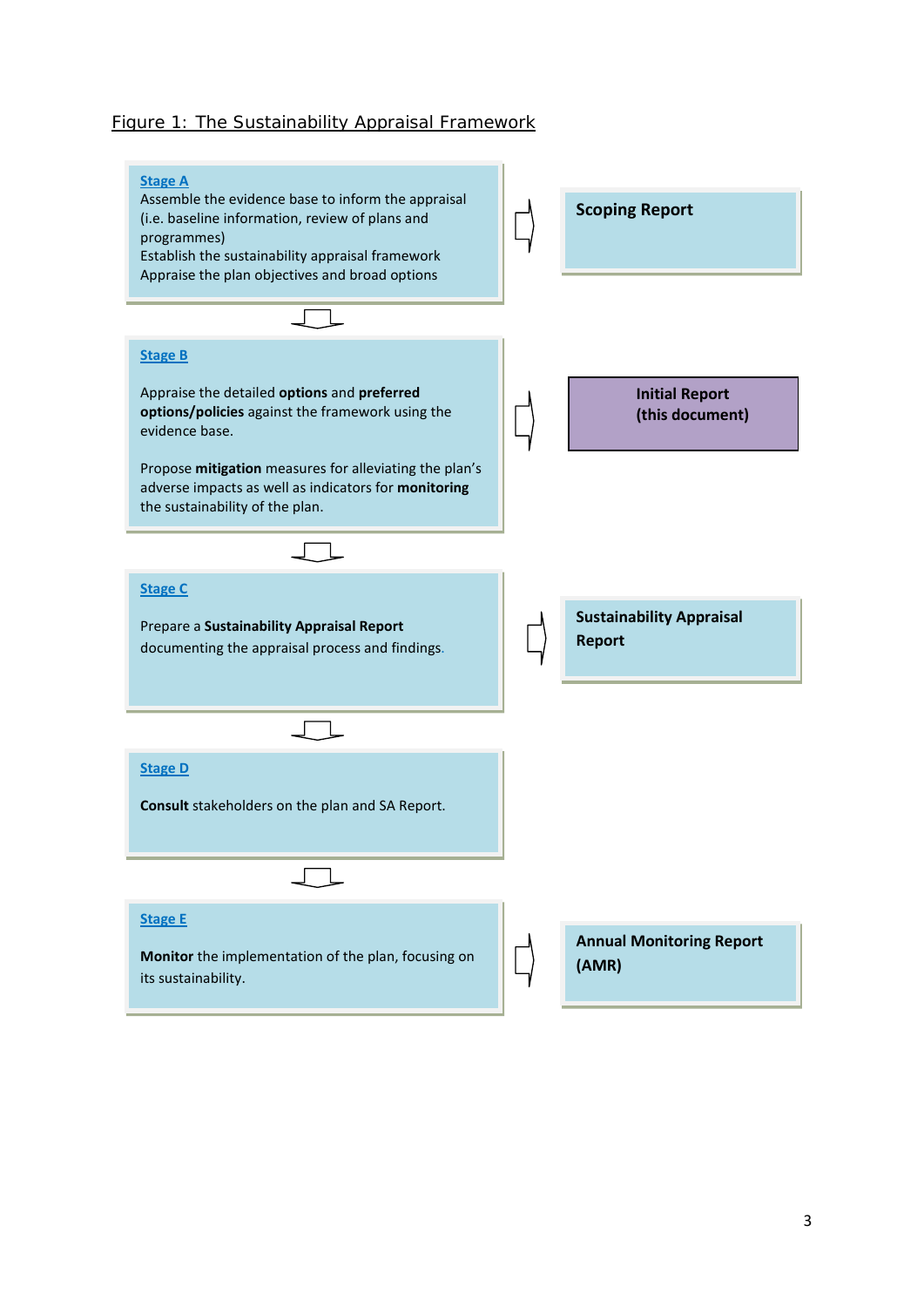Figure 1: The Sustainability Appraisal Framework

**Stage A**

Assemble the evidence base to inform the appraisal (i.e. baseline information, review of plans and programmes)
Establish the sustainability appraisal framework
Appraise the plan objectives and broad options

→ **Scoping Report**

**Stage B**

Appraise the detailed **options** and **preferred options/policies** against the framework using the evidence base.

Propose **mitigation** measures for alleviating the plan's adverse impacts as well as indicators for **monitoring** the sustainability of the plan.

→ **Initial Report (this document)**

**Stage C**

Prepare a **Sustainability Appraisal Report** documenting the appraisal process and findings.

→ **Sustainability Appraisal Report**

**Stage D**

**Consult** stakeholders on the plan and SA Report.

**Stage E**

**Monitor** the implementation of the plan, focusing on its sustainability.

→ **Annual Monitoring Report (AMR)**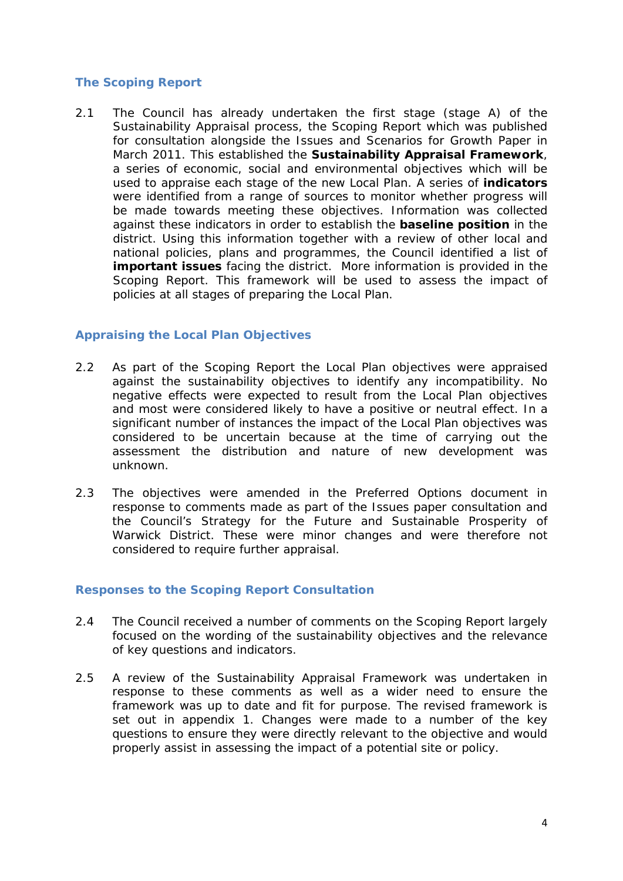## The Scoping Report

2.1 The Council has already undertaken the first stage (stage A) of the Sustainability Appraisal process, the Scoping Report which was published for consultation alongside the Issues and Scenarios for Growth Paper in March 2011. This established the **Sustainability Appraisal Framework**, a series of economic, social and environmental objectives which will be used to appraise each stage of the new Local Plan. A series of **indicators** were identified from a range of sources to monitor whether progress will be made towards meeting these objectives. Information was collected against these indicators in order to establish the **baseline position** in the district. Using this information together with a review of other local and national policies, plans and programmes, the Council identified a list of **important issues** facing the district. More information is provided in the Scoping Report. This framework will be used to assess the impact of policies at all stages of preparing the Local Plan.

## Appraising the Local Plan Objectives

2.2 As part of the Scoping Report the Local Plan objectives were appraised against the sustainability objectives to identify any incompatibility. No negative effects were expected to result from the Local Plan objectives and most were considered likely to have a positive or neutral effect. In a significant number of instances the impact of the Local Plan objectives was considered to be uncertain because at the time of carrying out the assessment the distribution and nature of new development was unknown.

2.3 The objectives were amended in the Preferred Options document in response to comments made as part of the Issues paper consultation and the Council's Strategy for the Future and Sustainable Prosperity of Warwick District. These were minor changes and were therefore not considered to require further appraisal.

## Responses to the Scoping Report Consultation

2.4 The Council received a number of comments on the Scoping Report largely focused on the wording of the sustainability objectives and the relevance of key questions and indicators.

2.5 A review of the Sustainability Appraisal Framework was undertaken in response to these comments as well as a wider need to ensure the framework was up to date and fit for purpose. The revised framework is set out in appendix 1. Changes were made to a number of the key questions to ensure they were directly relevant to the objective and would properly assist in assessing the impact of a potential site or policy.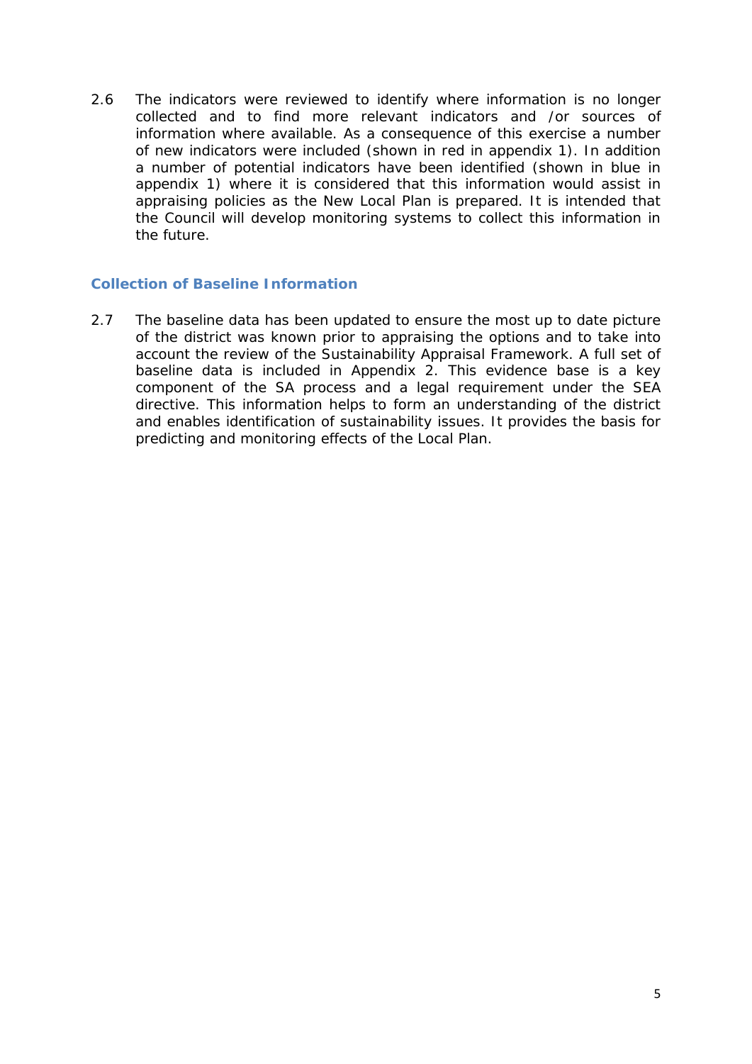2.6 The indicators were reviewed to identify where information is no longer collected and to find more relevant indicators and /or sources of information where available. As a consequence of this exercise a number of new indicators were included (shown in red in appendix 1). In addition a number of potential indicators have been identified (shown in blue in appendix 1) where it is considered that this information would assist in appraising policies as the New Local Plan is prepared. It is intended that the Council will develop monitoring systems to collect this information in the future.

### Collection of Baseline Information

2.7 The baseline data has been updated to ensure the most up to date picture of the district was known prior to appraising the options and to take into account the review of the Sustainability Appraisal Framework. A full set of baseline data is included in Appendix 2. This evidence base is a key component of the SA process and a legal requirement under the SEA directive. This information helps to form an understanding of the district and enables identification of sustainability issues. It provides the basis for predicting and monitoring effects of the Local Plan.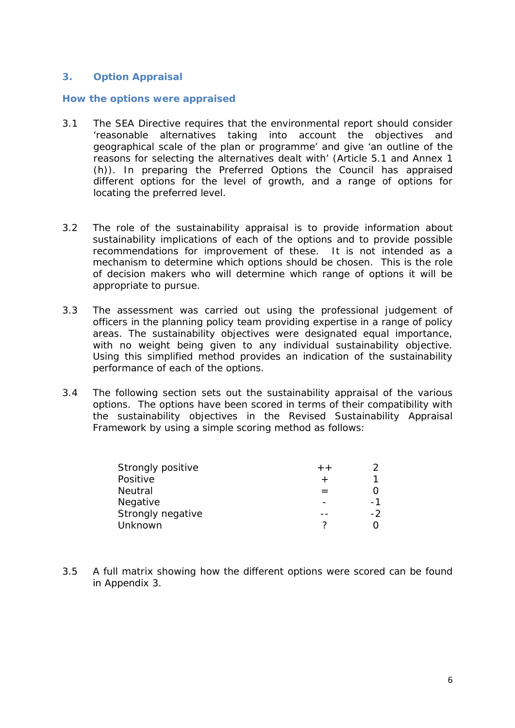## 3. Option Appraisal

### How the options were appraised

3.1 The SEA Directive requires that the environmental report should consider 'reasonable alternatives taking into account the objectives and geographical scale of the plan or programme' and give 'an outline of the reasons for selecting the alternatives dealt with' (Article 5.1 and Annex 1 (h)). In preparing the Preferred Options the Council has appraised different options for the level of growth, and a range of options for locating the preferred level.

3.2 The role of the sustainability appraisal is to provide information about sustainability implications of each of the options and to provide possible recommendations for improvement of these. It is not intended as a mechanism to determine which options should be chosen. This is the role of decision makers who will determine which range of options it will be appropriate to pursue.

3.3 The assessment was carried out using the professional judgement of officers in the planning policy team providing expertise in a range of policy areas. The sustainability objectives were designated equal importance, with no weight being given to any individual sustainability objective. Using this simplified method provides an indication of the sustainability performance of each of the options.

3.4 The following section sets out the sustainability appraisal of the various options. The options have been scored in terms of their compatibility with the sustainability objectives in the Revised Sustainability Appraisal Framework by using a simple scoring method as follows:

| | | |
|---|---|---|
| Strongly positive | ++ | 2 |
| Positive | + | 1 |
| Neutral | = | 0 |
| Negative | - | -1 |
| Strongly negative | -- | -2 |
| Unknown | ? | 0 |

3.5 A full matrix showing how the different options were scored can be found in Appendix 3.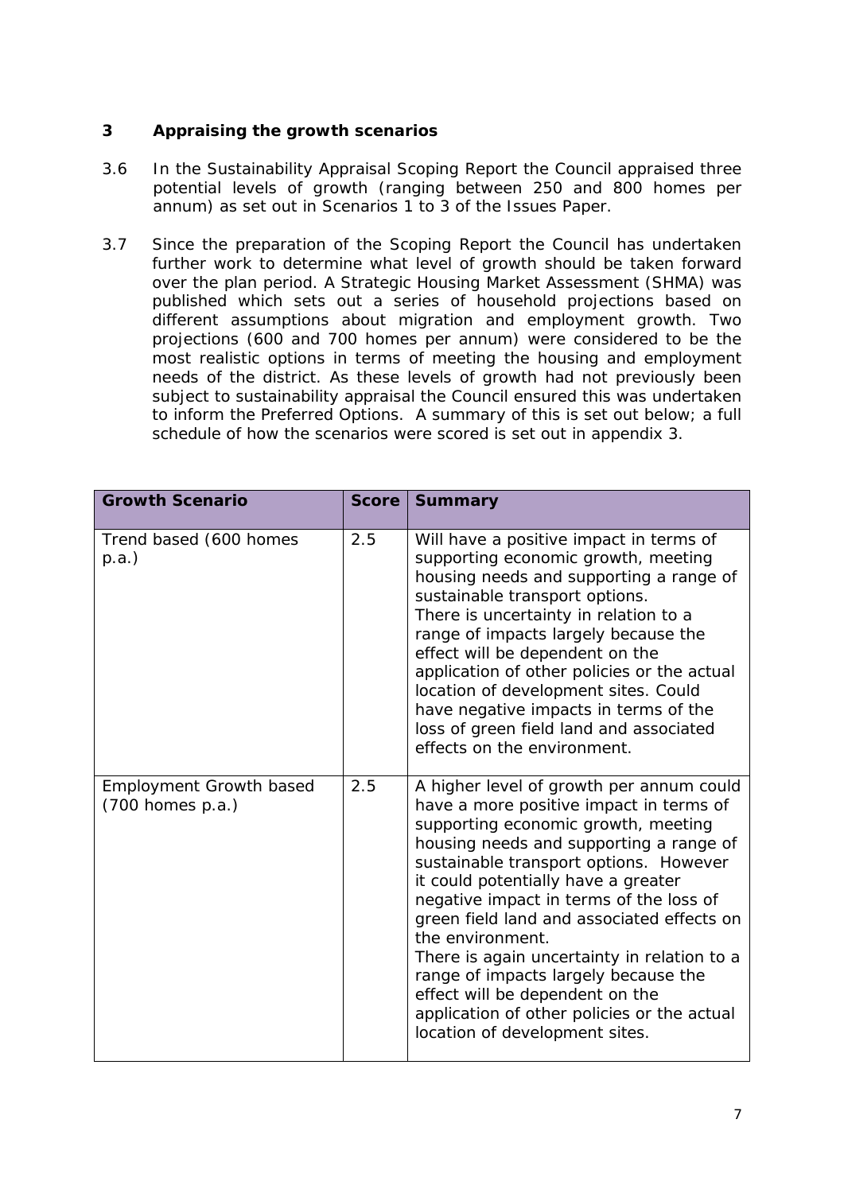## 3 Appraising the growth scenarios

3.6 In the Sustainability Appraisal Scoping Report the Council appraised three potential levels of growth (ranging between 250 and 800 homes per annum) as set out in Scenarios 1 to 3 of the Issues Paper.

3.7 Since the preparation of the Scoping Report the Council has undertaken further work to determine what level of growth should be taken forward over the plan period. A Strategic Housing Market Assessment (SHMA) was published which sets out a series of household projections based on different assumptions about migration and employment growth. Two projections (600 and 700 homes per annum) were considered to be the most realistic options in terms of meeting the housing and employment needs of the district. As these levels of growth had not previously been subject to sustainability appraisal the Council ensured this was undertaken to inform the Preferred Options. A summary of this is set out below; a full schedule of how the scenarios were scored is set out in appendix 3.

| **Growth Scenario** | **Score** | **Summary** |
|---|---|---|
| Trend based (600 homes p.a.) | 2.5 | Will have a positive impact in terms of supporting economic growth, meeting housing needs and supporting a range of sustainable transport options.<br>There is uncertainty in relation to a range of impacts largely because the effect will be dependent on the application of other policies or the actual location of development sites. Could have negative impacts in terms of the loss of green field land and associated effects on the environment. |
| Employment Growth based (700 homes p.a.) | 2.5 | A higher level of growth per annum could have a more positive impact in terms of supporting economic growth, meeting housing needs and supporting a range of sustainable transport options. However it could potentially have a greater negative impact in terms of the loss of green field land and associated effects on the environment.<br>There is again uncertainty in relation to a range of impacts largely because the effect will be dependent on the application of other policies or the actual location of development sites. |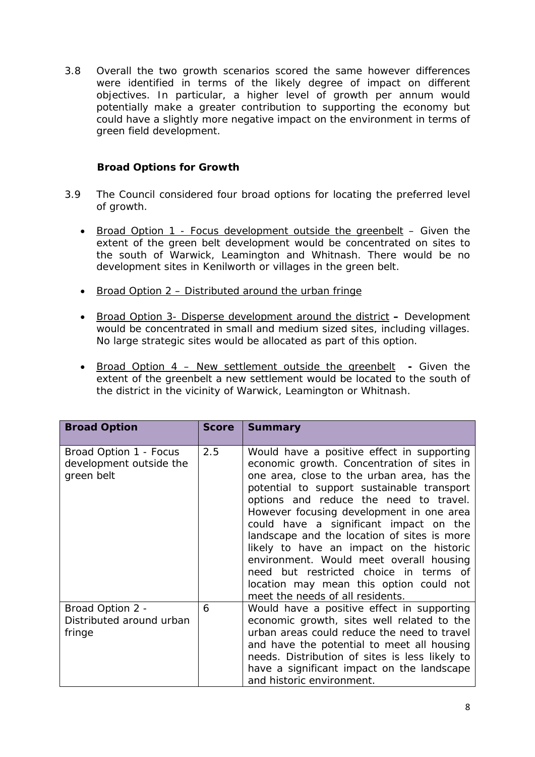3.8 Overall the two growth scenarios scored the same however differences were identified in terms of the likely degree of impact on different objectives. In particular, a higher level of growth per annum would potentially make a greater contribution to supporting the economy but could have a slightly more negative impact on the environment in terms of green field development.

### Broad Options for Growth

3.9 The Council considered four broad options for locating the preferred level of growth.

- Broad Option 1 - Focus development outside the greenbelt – Given the extent of the green belt development would be concentrated on sites to the south of Warwick, Leamington and Whitnash. There would be no development sites in Kenilworth or villages in the green belt.
- Broad Option 2 – Distributed around the urban fringe
- Broad Option 3- Disperse development around the district **–** Development would be concentrated in small and medium sized sites, including villages. No large strategic sites would be allocated as part of this option.
- Broad Option 4 – New settlement outside the greenbelt **-** Given the extent of the greenbelt a new settlement would be located to the south of the district in the vicinity of Warwick, Leamington or Whitnash.

| Broad Option | Score | Summary |
|---|---|---|
| Broad Option 1 - Focus development outside the green belt | 2.5 | Would have a positive effect in supporting economic growth. Concentration of sites in one area, close to the urban area, has the potential to support sustainable transport options and reduce the need to travel. However focusing development in one area could have a significant impact on the landscape and the location of sites is more likely to have an impact on the historic environment. Would meet overall housing need but restricted choice in terms of location may mean this option could not meet the needs of all residents. |
| Broad Option 2 - Distributed around urban fringe | 6 | Would have a positive effect in supporting economic growth, sites well related to the urban areas could reduce the need to travel and have the potential to meet all housing needs. Distribution of sites is less likely to have a significant impact on the landscape and historic environment. |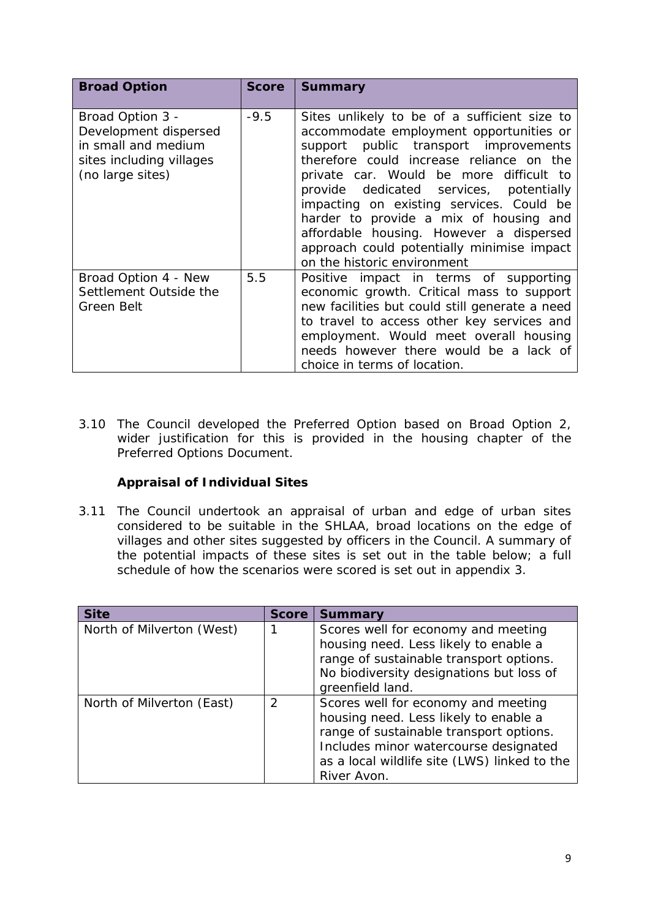| Broad Option | Score | Summary |
| --- | --- | --- |
| Broad Option 3 - Development dispersed in small and medium sites including villages (no large sites) | -9.5 | Sites unlikely to be of a sufficient size to accommodate employment opportunities or support public transport improvements therefore could increase reliance on the private car. Would be more difficult to provide dedicated services, potentially impacting on existing services. Could be harder to provide a mix of housing and affordable housing. However a dispersed approach could potentially minimise impact on the historic environment |
| Broad Option 4 - New Settlement Outside the Green Belt | 5.5 | Positive impact in terms of supporting economic growth. Critical mass to support new facilities but could still generate a need to travel to access other key services and employment. Would meet overall housing needs however there would be a lack of choice in terms of location. |

3.10 The Council developed the Preferred Option based on Broad Option 2, wider justification for this is provided in the housing chapter of the Preferred Options Document.

**Appraisal of Individual Sites**

3.11 The Council undertook an appraisal of urban and edge of urban sites considered to be suitable in the SHLAA, broad locations on the edge of villages and other sites suggested by officers in the Council. A summary of the potential impacts of these sites is set out in the table below; a full schedule of how the scenarios were scored is set out in appendix 3.

| Site | Score | Summary |
| --- | --- | --- |
| North of Milverton (West) | 1 | Scores well for economy and meeting housing need. Less likely to enable a range of sustainable transport options. No biodiversity designations but loss of greenfield land. |
| North of Milverton (East) | 2 | Scores well for economy and meeting housing need. Less likely to enable a range of sustainable transport options. Includes minor watercourse designated as a local wildlife site (LWS) linked to the River Avon. |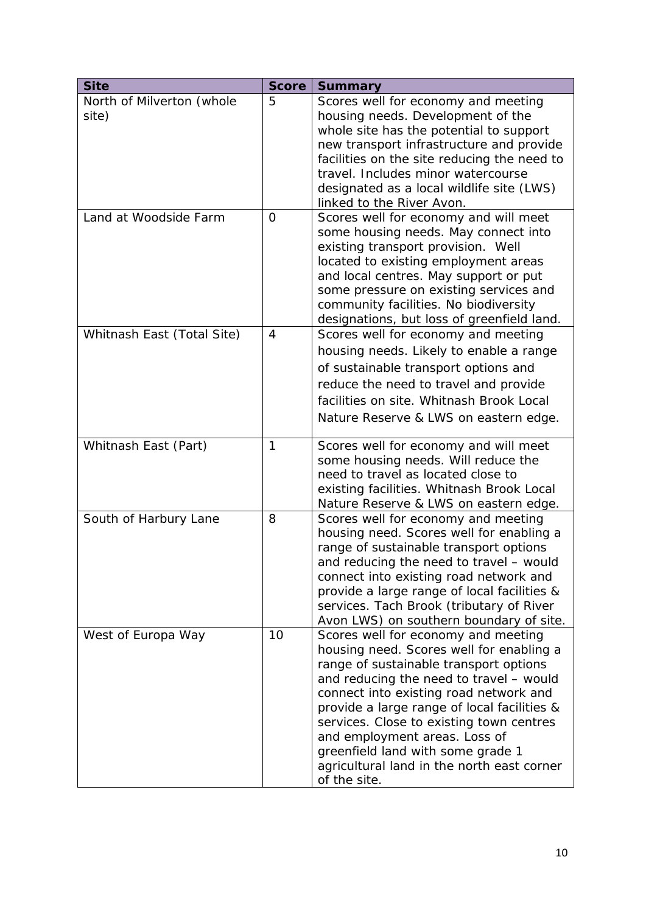| Site | Score | Summary |
|---|---|---|
| North of Milverton (whole site) | 5 | Scores well for economy and meeting housing needs. Development of the whole site has the potential to support new transport infrastructure and provide facilities on the site reducing the need to travel. Includes minor watercourse designated as a local wildlife site (LWS) linked to the River Avon. |
| Land at Woodside Farm | 0 | Scores well for economy and will meet some housing needs. May connect into existing transport provision. Well located to existing employment areas and local centres. May support or put some pressure on existing services and community facilities. No biodiversity designations, but loss of greenfield land. |
| Whitnash East (Total Site) | 4 | Scores well for economy and meeting housing needs. Likely to enable a range of sustainable transport options and reduce the need to travel and provide facilities on site. Whitnash Brook Local Nature Reserve & LWS on eastern edge. |
| Whitnash East (Part) | 1 | Scores well for economy and will meet some housing needs. Will reduce the need to travel as located close to existing facilities. Whitnash Brook Local Nature Reserve & LWS on eastern edge. |
| South of Harbury Lane | 8 | Scores well for economy and meeting housing need. Scores well for enabling a range of sustainable transport options and reducing the need to travel – would connect into existing road network and provide a large range of local facilities & services. Tach Brook (tributary of River Avon LWS) on southern boundary of site. |
| West of Europa Way | 10 | Scores well for economy and meeting housing need. Scores well for enabling a range of sustainable transport options and reducing the need to travel – would connect into existing road network and provide a large range of local facilities & services. Close to existing town centres and employment areas. Loss of greenfield land with some grade 1 agricultural land in the north east corner of the site. |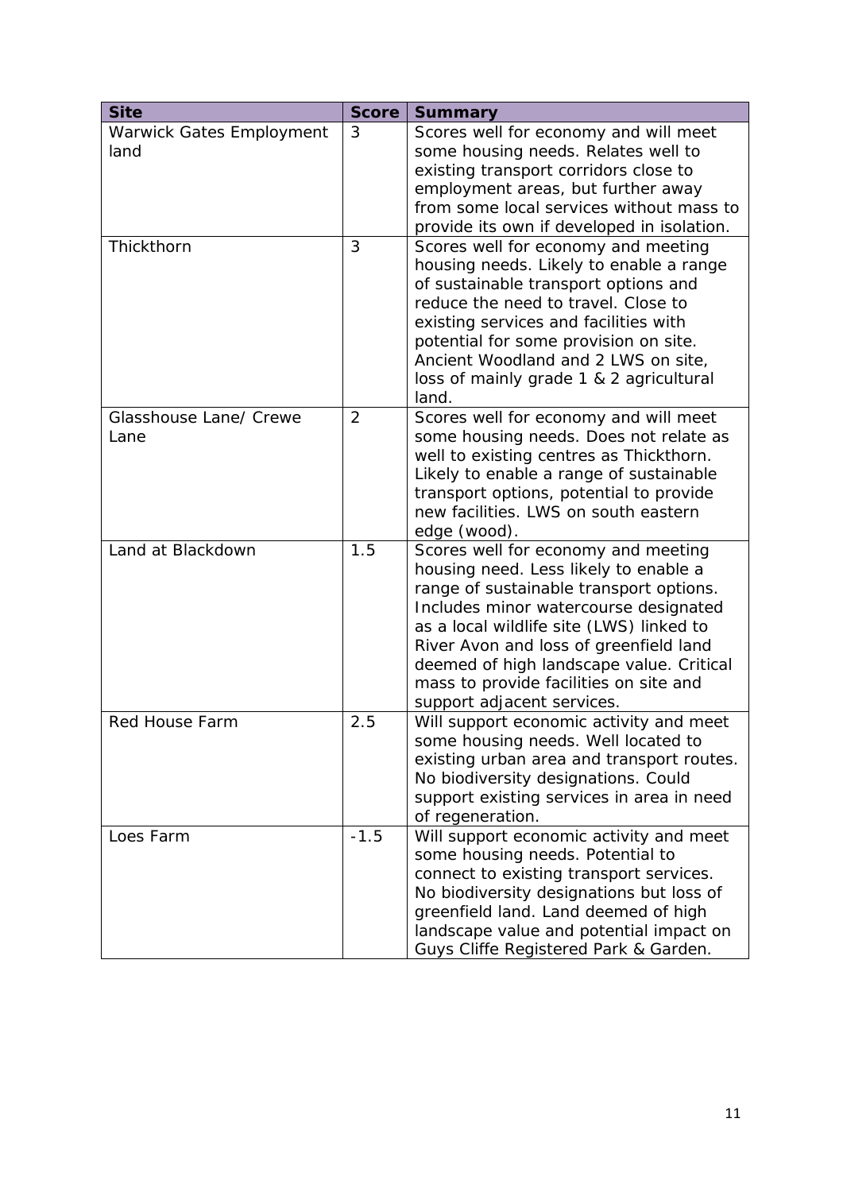| Site | Score | Summary |
| --- | --- | --- |
| Warwick Gates Employment land | 3 | Scores well for economy and will meet some housing needs. Relates well to existing transport corridors close to employment areas, but further away from some local services without mass to provide its own if developed in isolation. |
| Thickthorn | 3 | Scores well for economy and meeting housing needs. Likely to enable a range of sustainable transport options and reduce the need to travel. Close to existing services and facilities with potential for some provision on site. Ancient Woodland and 2 LWS on site, loss of mainly grade 1 & 2 agricultural land. |
| Glasshouse Lane/ Crewe Lane | 2 | Scores well for economy and will meet some housing needs. Does not relate as well to existing centres as Thickthorn. Likely to enable a range of sustainable transport options, potential to provide new facilities. LWS on south eastern edge (wood). |
| Land at Blackdown | 1.5 | Scores well for economy and meeting housing need. Less likely to enable a range of sustainable transport options. Includes minor watercourse designated as a local wildlife site (LWS) linked to River Avon and loss of greenfield land deemed of high landscape value. Critical mass to provide facilities on site and support adjacent services. |
| Red House Farm | 2.5 | Will support economic activity and meet some housing needs. Well located to existing urban area and transport routes. No biodiversity designations. Could support existing services in area in need of regeneration. |
| Loes Farm | -1.5 | Will support economic activity and meet some housing needs. Potential to connect to existing transport services. No biodiversity designations but loss of greenfield land. Land deemed of high landscape value and potential impact on Guys Cliffe Registered Park & Garden. |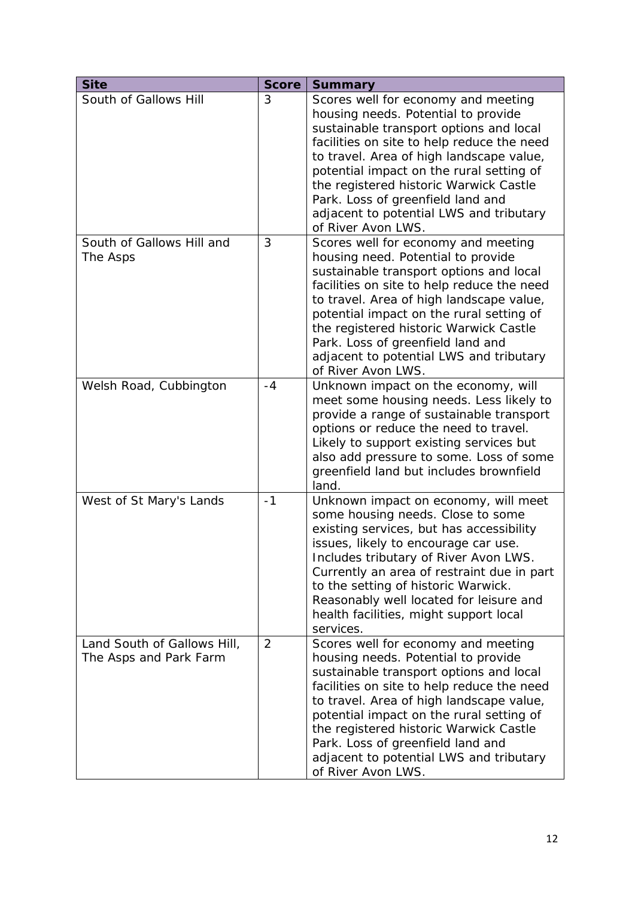| Site | Score | Summary |
|---|---|---|
| South of Gallows Hill | 3 | Scores well for economy and meeting housing needs. Potential to provide sustainable transport options and local facilities on site to help reduce the need to travel. Area of high landscape value, potential impact on the rural setting of the registered historic Warwick Castle Park. Loss of greenfield land and adjacent to potential LWS and tributary of River Avon LWS. |
| South of Gallows Hill and The Asps | 3 | Scores well for economy and meeting housing need. Potential to provide sustainable transport options and local facilities on site to help reduce the need to travel. Area of high landscape value, potential impact on the rural setting of the registered historic Warwick Castle Park. Loss of greenfield land and adjacent to potential LWS and tributary of River Avon LWS. |
| Welsh Road, Cubbington | -4 | Unknown impact on the economy, will meet some housing needs. Less likely to provide a range of sustainable transport options or reduce the need to travel. Likely to support existing services but also add pressure to some. Loss of some greenfield land but includes brownfield land. |
| West of St Mary's Lands | -1 | Unknown impact on economy, will meet some housing needs. Close to some existing services, but has accessibility issues, likely to encourage car use. Includes tributary of River Avon LWS. Currently an area of restraint due in part to the setting of historic Warwick. Reasonably well located for leisure and health facilities, might support local services. |
| Land South of Gallows Hill, The Asps and Park Farm | 2 | Scores well for economy and meeting housing needs. Potential to provide sustainable transport options and local facilities on site to help reduce the need to travel. Area of high landscape value, potential impact on the rural setting of the registered historic Warwick Castle Park. Loss of greenfield land and adjacent to potential LWS and tributary of River Avon LWS. |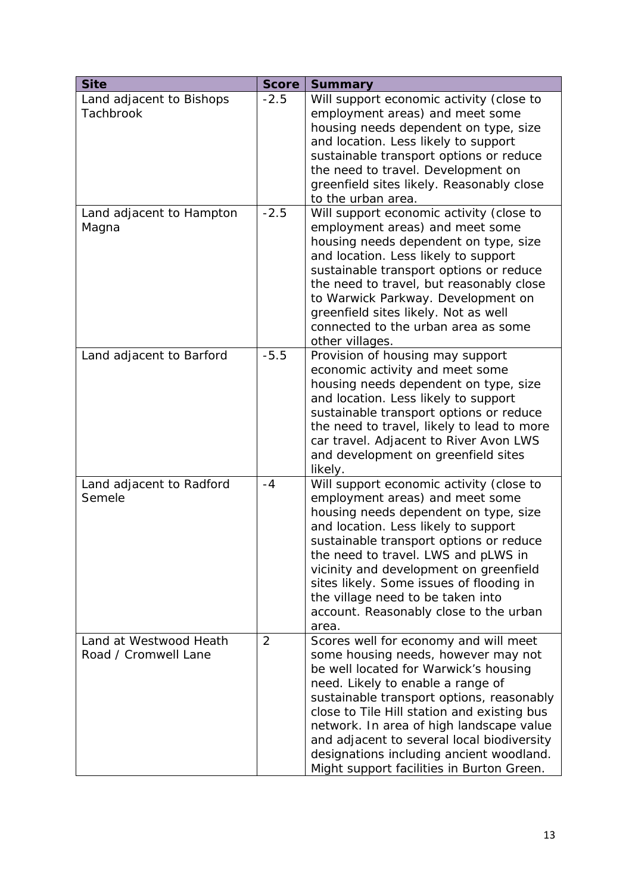| Site | Score | Summary |
| --- | --- | --- |
| Land adjacent to Bishops Tachbrook | -2.5 | Will support economic activity (close to employment areas) and meet some housing needs dependent on type, size and location. Less likely to support sustainable transport options or reduce the need to travel. Development on greenfield sites likely. Reasonably close to the urban area. |
| Land adjacent to Hampton Magna | -2.5 | Will support economic activity (close to employment areas) and meet some housing needs dependent on type, size and location. Less likely to support sustainable transport options or reduce the need to travel, but reasonably close to Warwick Parkway. Development on greenfield sites likely. Not as well connected to the urban area as some other villages. |
| Land adjacent to Barford | -5.5 | Provision of housing may support economic activity and meet some housing needs dependent on type, size and location. Less likely to support sustainable transport options or reduce the need to travel, likely to lead to more car travel. Adjacent to River Avon LWS and development on greenfield sites likely. |
| Land adjacent to Radford Semele | -4 | Will support economic activity (close to employment areas) and meet some housing needs dependent on type, size and location. Less likely to support sustainable transport options or reduce the need to travel. LWS and pLWS in vicinity and development on greenfield sites likely. Some issues of flooding in the village need to be taken into account. Reasonably close to the urban area. |
| Land at Westwood Heath Road / Cromwell Lane | 2 | Scores well for economy and will meet some housing needs, however may not be well located for Warwick's housing need. Likely to enable a range of sustainable transport options, reasonably close to Tile Hill station and existing bus network. In area of high landscape value and adjacent to several local biodiversity designations including ancient woodland. Might support facilities in Burton Green. |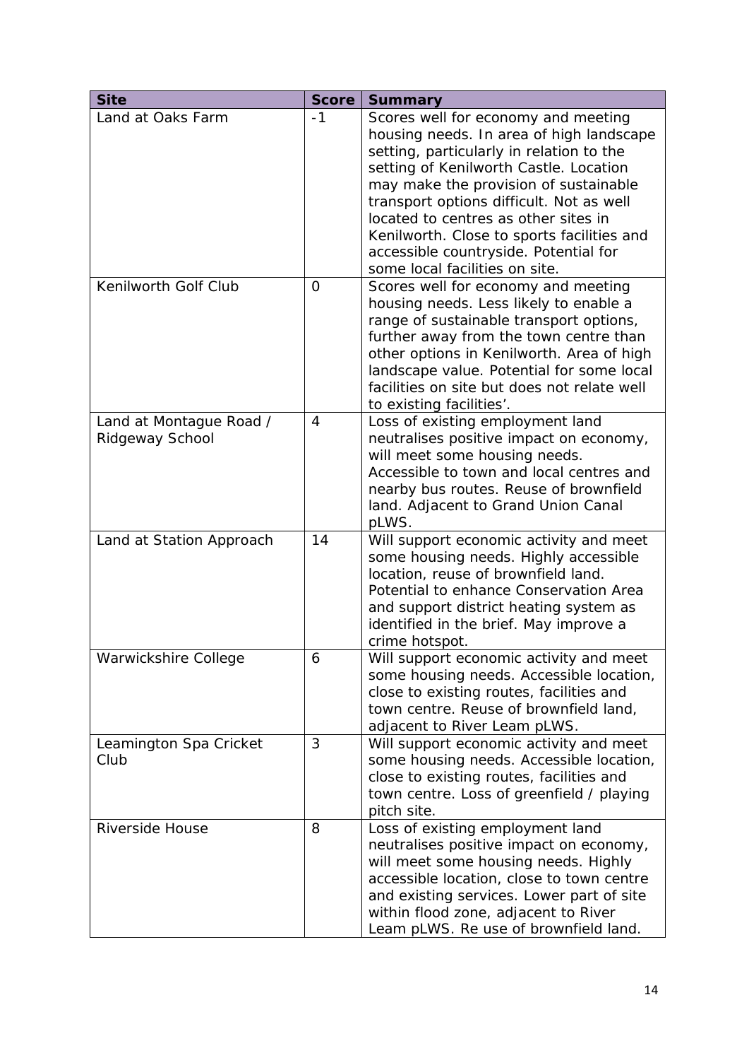| Site | Score | Summary |
| --- | --- | --- |
| Land at Oaks Farm | -1 | Scores well for economy and meeting housing needs. In area of high landscape setting, particularly in relation to the setting of Kenilworth Castle. Location may make the provision of sustainable transport options difficult. Not as well located to centres as other sites in Kenilworth. Close to sports facilities and accessible countryside. Potential for some local facilities on site. |
| Kenilworth Golf Club | 0 | Scores well for economy and meeting housing needs. Less likely to enable a range of sustainable transport options, further away from the town centre than other options in Kenilworth. Area of high landscape value. Potential for some local facilities on site but does not relate well to existing facilities'. |
| Land at Montague Road / Ridgeway School | 4 | Loss of existing employment land neutralises positive impact on economy, will meet some housing needs. Accessible to town and local centres and nearby bus routes. Reuse of brownfield land. Adjacent to Grand Union Canal pLWS. |
| Land at Station Approach | 14 | Will support economic activity and meet some housing needs. Highly accessible location, reuse of brownfield land. Potential to enhance Conservation Area and support district heating system as identified in the brief. May improve a crime hotspot. |
| Warwickshire College | 6 | Will support economic activity and meet some housing needs. Accessible location, close to existing routes, facilities and town centre. Reuse of brownfield land, adjacent to River Leam pLWS. |
| Leamington Spa Cricket Club | 3 | Will support economic activity and meet some housing needs. Accessible location, close to existing routes, facilities and town centre. Loss of greenfield / playing pitch site. |
| Riverside House | 8 | Loss of existing employment land neutralises positive impact on economy, will meet some housing needs. Highly accessible location, close to town centre and existing services. Lower part of site within flood zone, adjacent to River Leam pLWS. Re use of brownfield land. |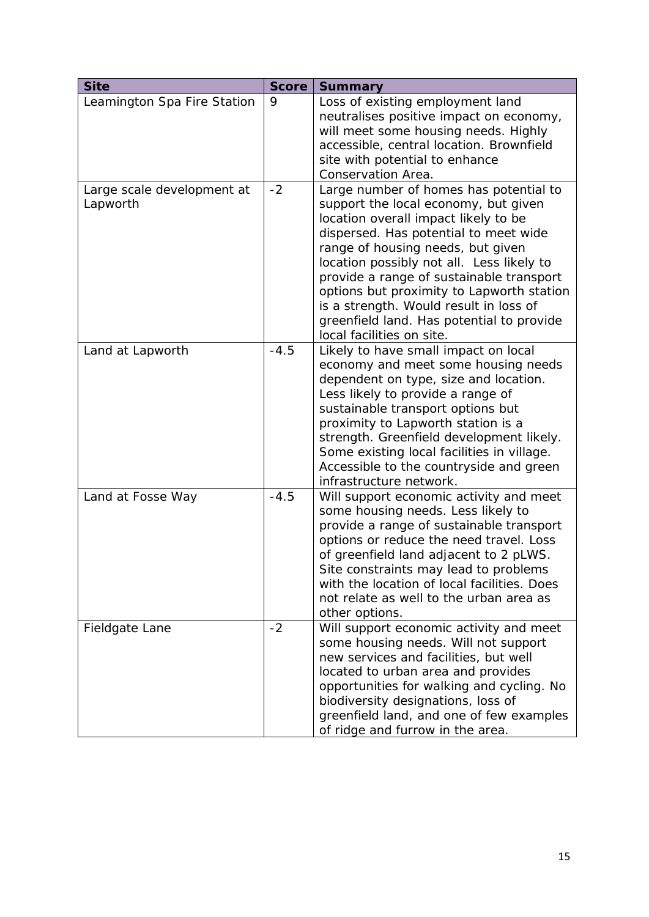| Site | Score | Summary |
| --- | --- | --- |
| Leamington Spa Fire Station | 9 | Loss of existing employment land neutralises positive impact on economy, will meet some housing needs. Highly accessible, central location. Brownfield site with potential to enhance Conservation Area. |
| Large scale development at Lapworth | -2 | Large number of homes has potential to support the local economy, but given location overall impact likely to be dispersed. Has potential to meet wide range of housing needs, but given location possibly not all. Less likely to provide a range of sustainable transport options but proximity to Lapworth station is a strength. Would result in loss of greenfield land. Has potential to provide local facilities on site. |
| Land at Lapworth | -4.5 | Likely to have small impact on local economy and meet some housing needs dependent on type, size and location. Less likely to provide a range of sustainable transport options but proximity to Lapworth station is a strength. Greenfield development likely. Some existing local facilities in village. Accessible to the countryside and green infrastructure network. |
| Land at Fosse Way | -4.5 | Will support economic activity and meet some housing needs. Less likely to provide a range of sustainable transport options or reduce the need travel. Loss of greenfield land adjacent to 2 pLWS. Site constraints may lead to problems with the location of local facilities. Does not relate as well to the urban area as other options. |
| Fieldgate Lane | -2 | Will support economic activity and meet some housing needs. Will not support new services and facilities, but well located to urban area and provides opportunities for walking and cycling. No biodiversity designations, loss of greenfield land, and one of few examples of ridge and furrow in the area. |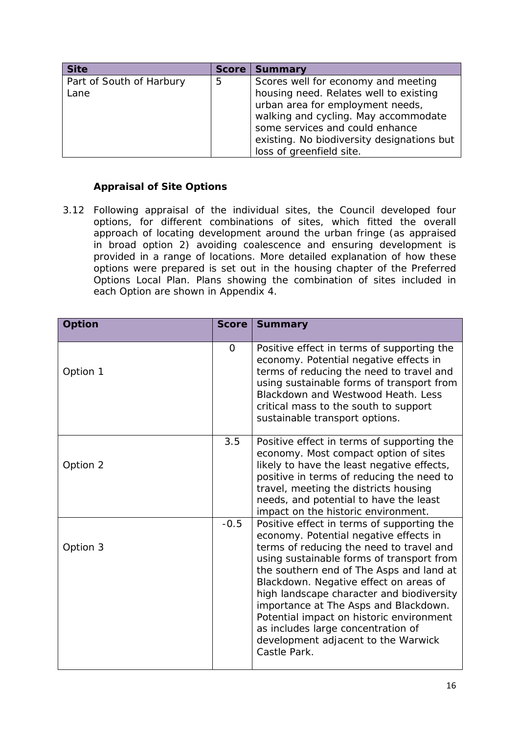| Site | Score | Summary |
| --- | --- | --- |
| Part of South of Harbury Lane | 5 | Scores well for economy and meeting housing need. Relates well to existing urban area for employment needs, walking and cycling. May accommodate some services and could enhance existing. No biodiversity designations but loss of greenfield site. |

### Appraisal of Site Options

3.12 Following appraisal of the individual sites, the Council developed four options, for different combinations of sites, which fitted the overall approach of locating development around the urban fringe (as appraised in broad option 2) avoiding coalescence and ensuring development is provided in a range of locations. More detailed explanation of how these options were prepared is set out in the housing chapter of the Preferred Options Local Plan. Plans showing the combination of sites included in each Option are shown in Appendix 4.

| Option | Score | Summary |
| --- | --- | --- |
| Option 1 | 0 | Positive effect in terms of supporting the economy. Potential negative effects in terms of reducing the need to travel and using sustainable forms of transport from Blackdown and Westwood Heath. Less critical mass to the south to support sustainable transport options. |
| Option 2 | 3.5 | Positive effect in terms of supporting the economy. Most compact option of sites likely to have the least negative effects, positive in terms of reducing the need to travel, meeting the districts housing needs, and potential to have the least impact on the historic environment. |
| Option 3 | -0.5 | Positive effect in terms of supporting the economy. Potential negative effects in terms of reducing the need to travel and using sustainable forms of transport from the southern end of The Asps and land at Blackdown. Negative effect on areas of high landscape character and biodiversity importance at The Asps and Blackdown. Potential impact on historic environment as includes large concentration of development adjacent to the Warwick Castle Park. |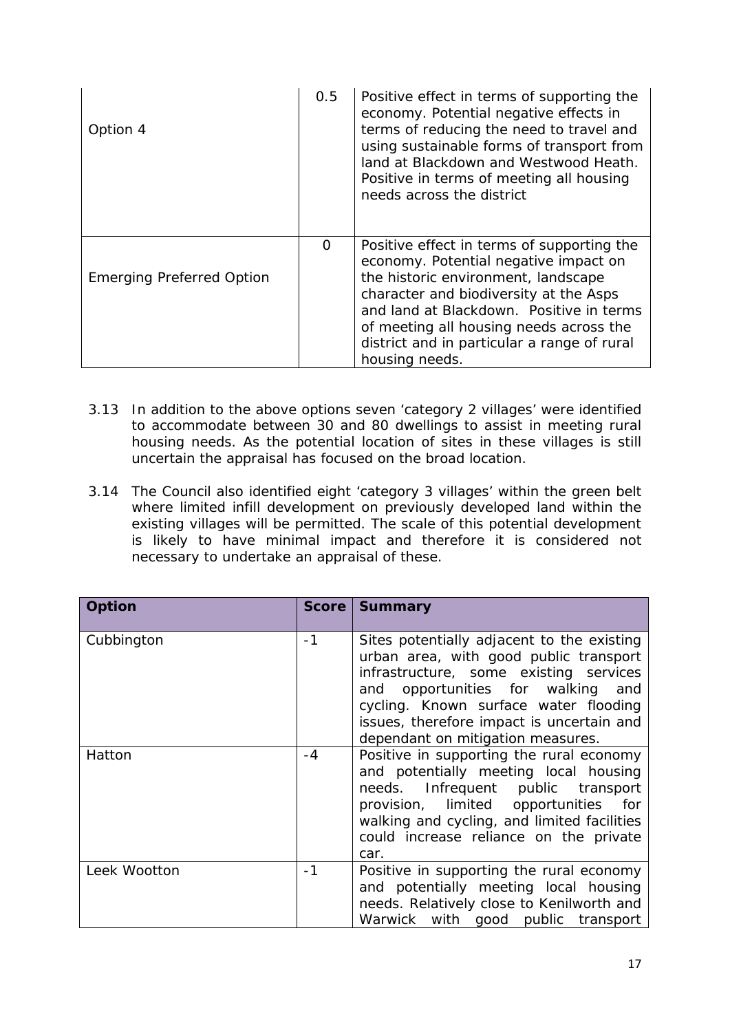| | | |
|---|---|---|
| Option 4 | 0.5 | Positive effect in terms of supporting the economy. Potential negative effects in terms of reducing the need to travel and using sustainable forms of transport from land at Blackdown and Westwood Heath. Positive in terms of meeting all housing needs across the district |
| Emerging Preferred Option | 0 | Positive effect in terms of supporting the economy. Potential negative impact on the historic environment, landscape character and biodiversity at the Asps and land at Blackdown. Positive in terms of meeting all housing needs across the district and in particular a range of rural housing needs. |

3.13 In addition to the above options seven 'category 2 villages' were identified to accommodate between 30 and 80 dwellings to assist in meeting rural housing needs. As the potential location of sites in these villages is still uncertain the appraisal has focused on the broad location.

3.14 The Council also identified eight 'category 3 villages' within the green belt where limited infill development on previously developed land within the existing villages will be permitted. The scale of this potential development is likely to have minimal impact and therefore it is considered not necessary to undertake an appraisal of these.

| **Option** | **Score** | **Summary** |
|---|---|---|
| Cubbington | -1 | Sites potentially adjacent to the existing urban area, with good public transport infrastructure, some existing services and opportunities for walking and cycling. Known surface water flooding issues, therefore impact is uncertain and dependant on mitigation measures. |
| Hatton | -4 | Positive in supporting the rural economy and potentially meeting local housing needs. Infrequent public transport provision, limited opportunities for walking and cycling, and limited facilities could increase reliance on the private car. |
| Leek Wootton | -1 | Positive in supporting the rural economy and potentially meeting local housing needs. Relatively close to Kenilworth and Warwick with good public transport |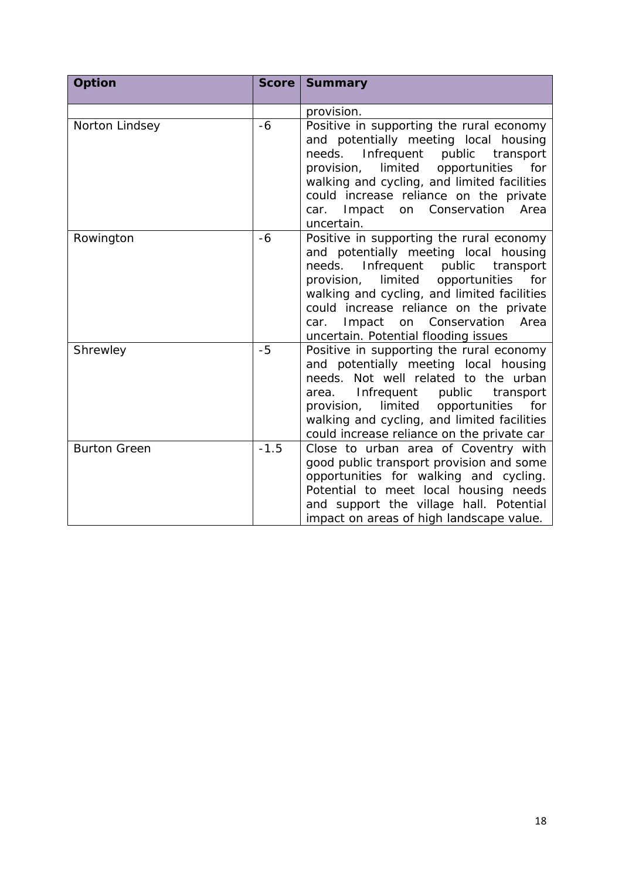| Option | Score | Summary |
|---|---|---|
| | | provision. |
| Norton Lindsey | -6 | Positive in supporting the rural economy and potentially meeting local housing needs. Infrequent public transport provision, limited opportunities for walking and cycling, and limited facilities could increase reliance on the private car. Impact on Conservation Area uncertain. |
| Rowington | -6 | Positive in supporting the rural economy and potentially meeting local housing needs. Infrequent public transport provision, limited opportunities for walking and cycling, and limited facilities could increase reliance on the private car. Impact on Conservation Area uncertain. Potential flooding issues |
| Shrewley | -5 | Positive in supporting the rural economy and potentially meeting local housing needs. Not well related to the urban area. Infrequent public transport provision, limited opportunities for walking and cycling, and limited facilities could increase reliance on the private car |
| Burton Green | -1.5 | Close to urban area of Coventry with good public transport provision and some opportunities for walking and cycling. Potential to meet local housing needs and support the village hall. Potential impact on areas of high landscape value. |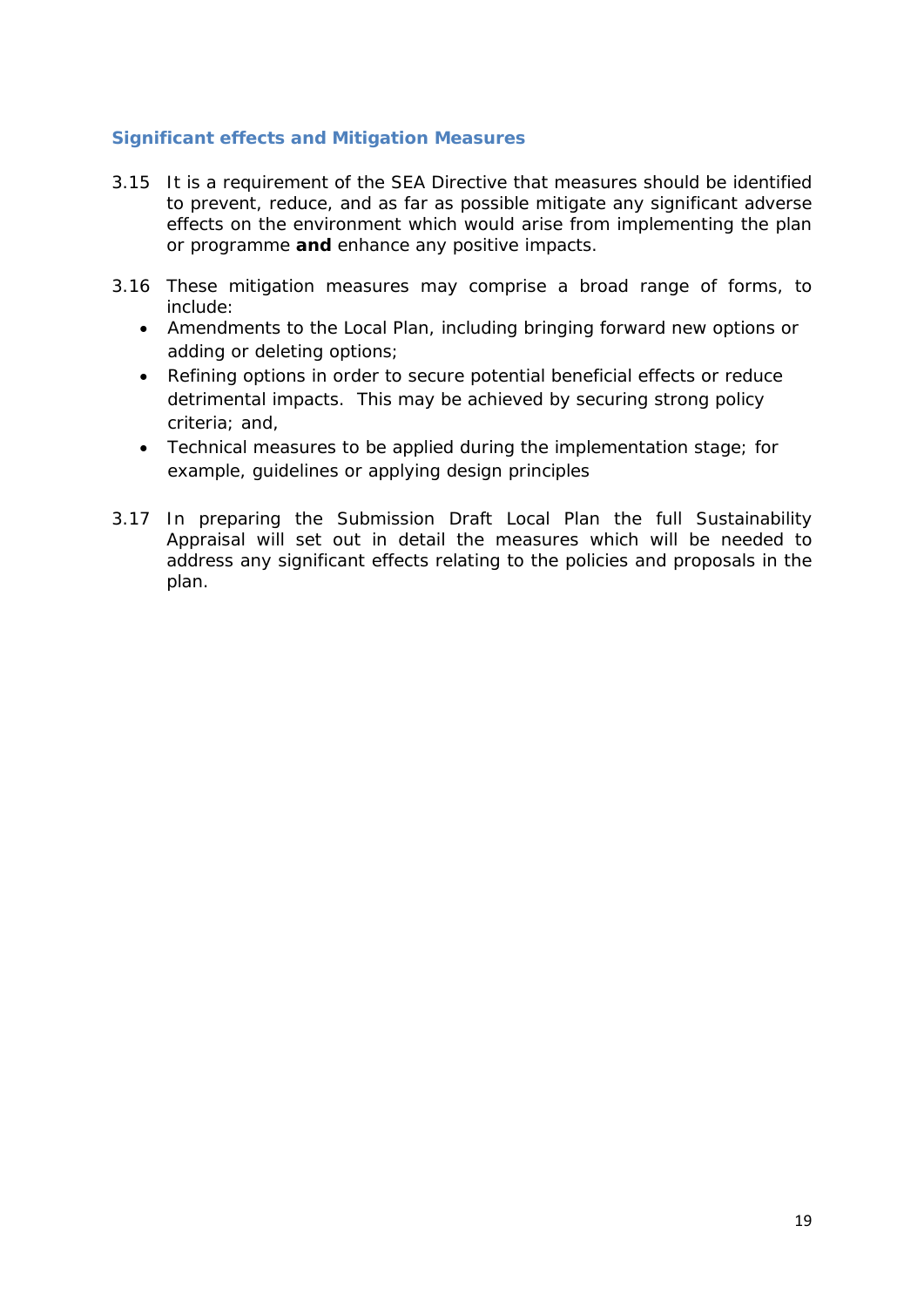## Significant effects and Mitigation Measures

3.15 It is a requirement of the SEA Directive that measures should be identified to prevent, reduce, and as far as possible mitigate any significant adverse effects on the environment which would arise from implementing the plan or programme **and** enhance any positive impacts.

3.16 These mitigation measures may comprise a broad range of forms, to include:

- Amendments to the Local Plan, including bringing forward new options or adding or deleting options;
- Refining options in order to secure potential beneficial effects or reduce detrimental impacts. This may be achieved by securing strong policy criteria; and,
- Technical measures to be applied during the implementation stage; for example, guidelines or applying design principles

3.17 In preparing the Submission Draft Local Plan the full Sustainability Appraisal will set out in detail the measures which will be needed to address any significant effects relating to the policies and proposals in the plan.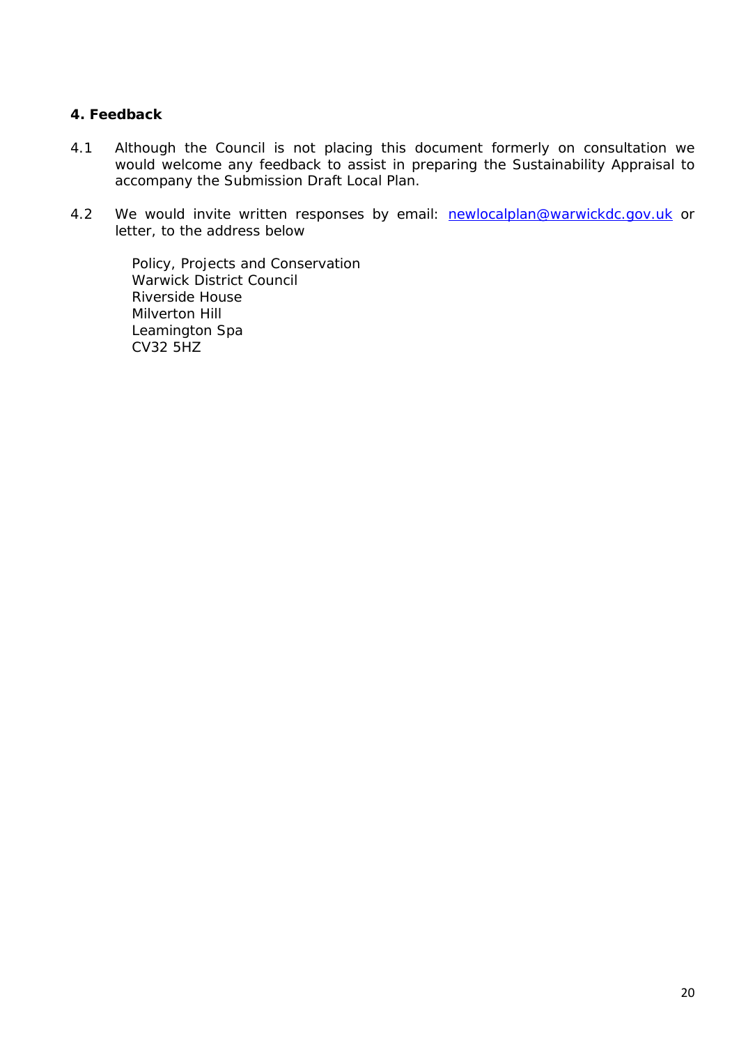## 4. Feedback

4.1 Although the Council is not placing this document formerly on consultation we would welcome any feedback to assist in preparing the Sustainability Appraisal to accompany the Submission Draft Local Plan.

4.2 We would invite written responses by email: newlocalplan@warwickdc.gov.uk or letter, to the address below

Policy, Projects and Conservation  
Warwick District Council  
Riverside House  
Milverton Hill  
Leamington Spa  
CV32 5HZ